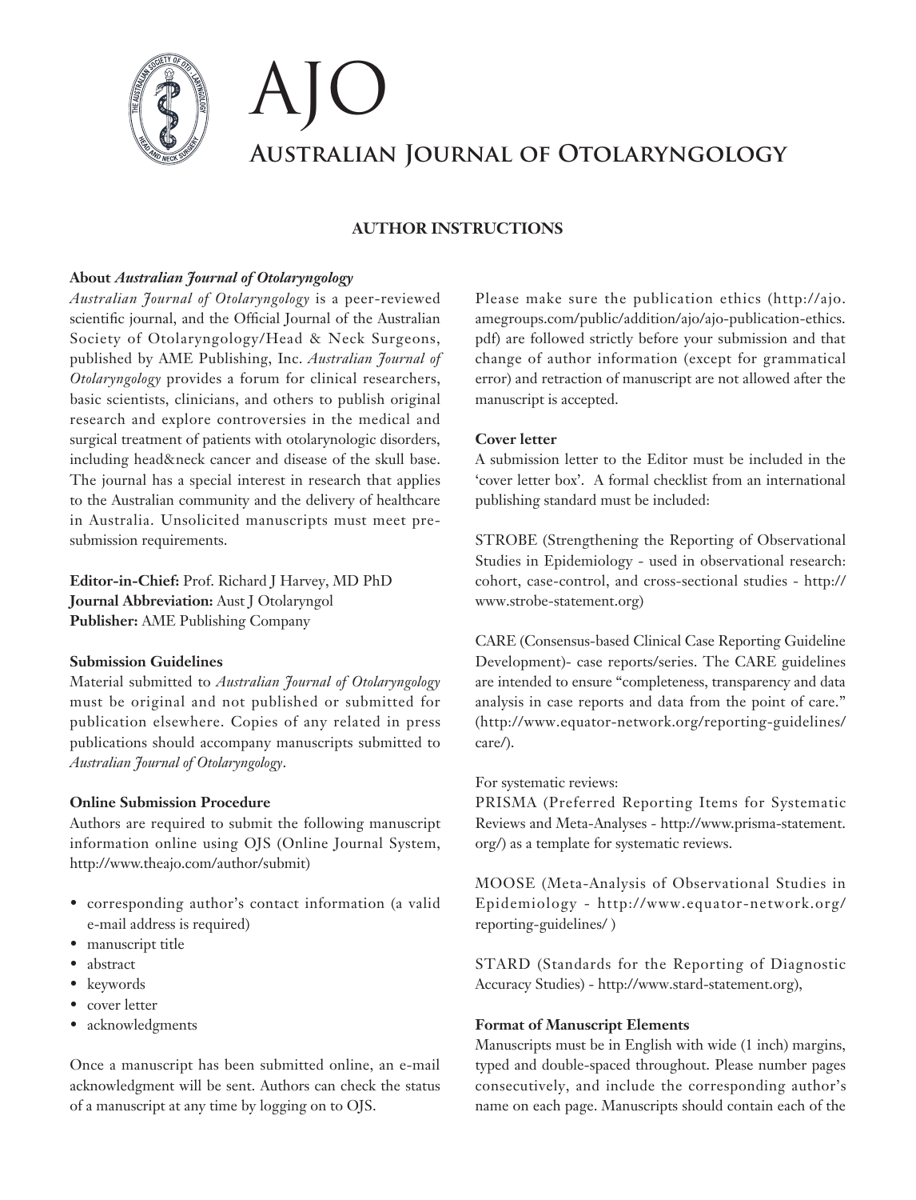# AJO

# Australian Journal of Otolaryngology

## AUTHOR INSTRUCTIONS

### About *Australian Journal of Otolaryngology*

*Australian Journal of Otolaryngology* is a peer-reviewed scientific journal, and the Official Journal of the Australian Society of Otolaryngology/Head & Neck Surgeons, published by AME Publishing, Inc. *Australian Journal of Otolaryngology* provides a forum for clinical researchers, basic scientists, clinicians, and others to publish original research and explore controversies in the medical and surgical treatment of patients with otolarynologic disorders, including head&neck cancer and disease of the skull base. The journal has a special interest in research that applies to the Australian community and the delivery of healthcare in Australia. Unsolicited manuscripts must meet pre-submission requirements.

**Editor-in-Chief:** Prof. Richard J Harvey, MD PhD
**Journal Abbreviation:** Aust J Otolaryngol
**Publisher:** AME Publishing Company

### Submission Guidelines

Material submitted to *Australian Journal of Otolaryngology* must be original and not published or submitted for publication elsewhere. Copies of any related in press publications should accompany manuscripts submitted to *Australian Journal of Otolaryngology*.

### Online Submission Procedure

Authors are required to submit the following manuscript information online using OJS (Online Journal System, http://www.theajo.com/author/submit)

- corresponding author's contact information (a valid e-mail address is required)
- manuscript title
- abstract
- keywords
- cover letter
- acknowledgments

Once a manuscript has been submitted online, an e-mail acknowledgment will be sent. Authors can check the status of a manuscript at any time by logging on to OJS.

Please make sure the publication ethics (http://ajo.amegroups.com/public/addition/ajo/ajo-publication-ethics.pdf) are followed strictly before your submission and that change of author information (except for grammatical error) and retraction of manuscript are not allowed after the manuscript is accepted.

### Cover letter

A submission letter to the Editor must be included in the 'cover letter box'. A formal checklist from an international publishing standard must be included:

STROBE (Strengthening the Reporting of Observational Studies in Epidemiology - used in observational research: cohort, case-control, and cross-sectional studies - http://www.strobe-statement.org)

CARE (Consensus-based Clinical Case Reporting Guideline Development)- case reports/series. The CARE guidelines are intended to ensure "completeness, transparency and data analysis in case reports and data from the point of care." (http://www.equator-network.org/reporting-guidelines/care/).

For systematic reviews:
PRISMA (Preferred Reporting Items for Systematic Reviews and Meta-Analyses - http://www.prisma-statement.org/) as a template for systematic reviews.

MOOSE (Meta-Analysis of Observational Studies in Epidemiology - http://www.equator-network.org/reporting-guidelines/ )

STARD (Standards for the Reporting of Diagnostic Accuracy Studies) - http://www.stard-statement.org),

### Format of Manuscript Elements

Manuscripts must be in English with wide (1 inch) margins, typed and double-spaced throughout. Please number pages consecutively, and include the corresponding author's name on each page. Manuscripts should contain each of the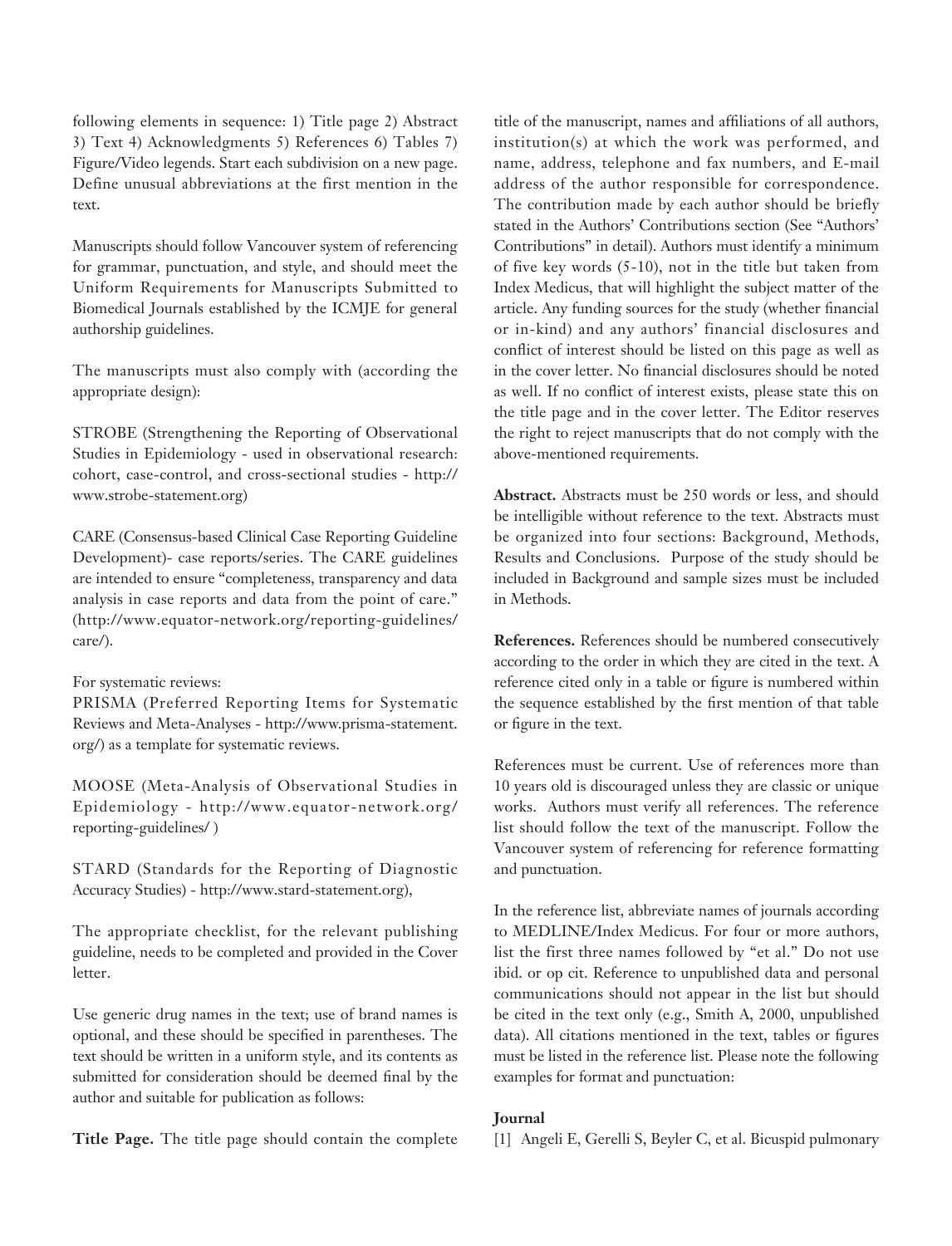following elements in sequence: 1) Title page 2) Abstract 3) Text 4) Acknowledgments 5) References 6) Tables 7) Figure/Video legends. Start each subdivision on a new page. Define unusual abbreviations at the first mention in the text.

Manuscripts should follow Vancouver system of referencing for grammar, punctuation, and style, and should meet the Uniform Requirements for Manuscripts Submitted to Biomedical Journals established by the ICMJE for general authorship guidelines.

The manuscripts must also comply with (according the appropriate design):

STROBE (Strengthening the Reporting of Observational Studies in Epidemiology - used in observational research: cohort, case-control, and cross-sectional studies - http://www.strobe-statement.org)

CARE (Consensus-based Clinical Case Reporting Guideline Development)- case reports/series. The CARE guidelines are intended to ensure "completeness, transparency and data analysis in case reports and data from the point of care." (http://www.equator-network.org/reporting-guidelines/care/).

For systematic reviews:
PRISMA (Preferred Reporting Items for Systematic Reviews and Meta-Analyses - http://www.prisma-statement.org/) as a template for systematic reviews.

MOOSE (Meta-Analysis of Observational Studies in Epidemiology - http://www.equator-network.org/reporting-guidelines/ )

STARD (Standards for the Reporting of Diagnostic Accuracy Studies) - http://www.stard-statement.org),

The appropriate checklist, for the relevant publishing guideline, needs to be completed and provided in the Cover letter.

Use generic drug names in the text; use of brand names is optional, and these should be specified in parentheses. The text should be written in a uniform style, and its contents as submitted for consideration should be deemed final by the author and suitable for publication as follows:

**Title Page.** The title page should contain the complete title of the manuscript, names and affiliations of all authors, institution(s) at which the work was performed, and name, address, telephone and fax numbers, and E-mail address of the author responsible for correspondence. The contribution made by each author should be briefly stated in the Authors' Contributions section (See "Authors' Contributions" in detail). Authors must identify a minimum of five key words (5-10), not in the title but taken from Index Medicus, that will highlight the subject matter of the article. Any funding sources for the study (whether financial or in-kind) and any authors' financial disclosures and conflict of interest should be listed on this page as well as in the cover letter. No financial disclosures should be noted as well. If no conflict of interest exists, please state this on the title page and in the cover letter. The Editor reserves the right to reject manuscripts that do not comply with the above-mentioned requirements.

**Abstract.** Abstracts must be 250 words or less, and should be intelligible without reference to the text. Abstracts must be organized into four sections: Background, Methods, Results and Conclusions. Purpose of the study should be included in Background and sample sizes must be included in Methods.

**References.** References should be numbered consecutively according to the order in which they are cited in the text. A reference cited only in a table or figure is numbered within the sequence established by the first mention of that table or figure in the text.

References must be current. Use of references more than 10 years old is discouraged unless they are classic or unique works. Authors must verify all references. The reference list should follow the text of the manuscript. Follow the Vancouver system of referencing for reference formatting and punctuation.

In the reference list, abbreviate names of journals according to MEDLINE/Index Medicus. For four or more authors, list the first three names followed by "et al." Do not use ibid. or op cit. Reference to unpublished data and personal communications should not appear in the list but should be cited in the text only (e.g., Smith A, 2000, unpublished data). All citations mentioned in the text, tables or figures must be listed in the reference list. Please note the following examples for format and punctuation:

**Journal**

[1] Angeli E, Gerelli S, Beyler C, et al. Bicuspid pulmonary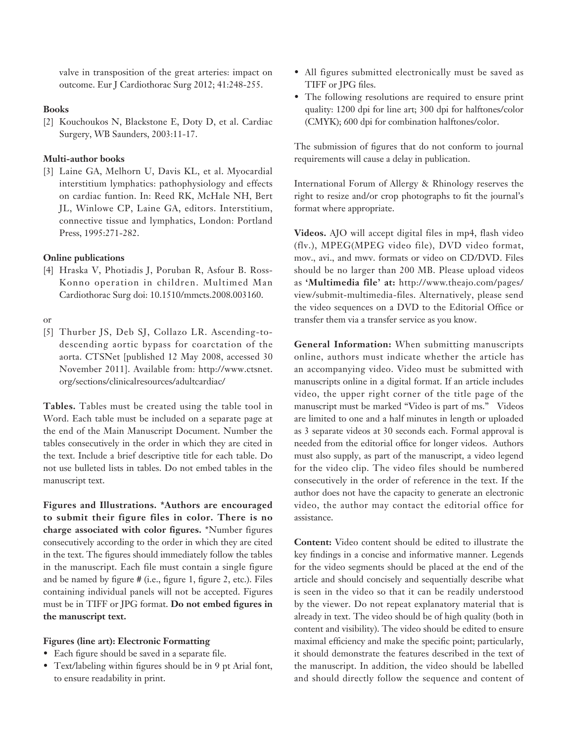valve in transposition of the great arteries: impact on outcome. Eur J Cardiothorac Surg 2012; 41:248-255.

**Books**

[2] Kouchoukos N, Blackstone E, Doty D, et al. Cardiac Surgery, WB Saunders, 2003:11-17.

**Multi-author books**

[3] Laine GA, Melhorn U, Davis KL, et al. Myocardial interstitium lymphatics: pathophysiology and effects on cardiac funtion. In: Reed RK, McHale NH, Bert JL, Winlowe CP, Laine GA, editors. Interstitium, connective tissue and lymphatics, London: Portland Press, 1995:271-282.

**Online publications**

[4] Hraska V, Photiadis J, Poruban R, Asfour B. Ross-Konno operation in children. Multimed Man Cardiothorac Surg doi: 10.1510/mmcts.2008.003160.

or

[5] Thurber JS, Deb SJ, Collazo LR. Ascending-to-descending aortic bypass for coarctation of the aorta. CTSNet [published 12 May 2008, accessed 30 November 2011]. Available from: http://www.ctsnet.org/sections/clinicalresources/adultcardiac/

**Tables.** Tables must be created using the table tool in Word. Each table must be included on a separate page at the end of the Main Manuscript Document. Number the tables consecutively in the order in which they are cited in the text. Include a brief descriptive title for each table. Do not use bulleted lists in tables. Do not embed tables in the manuscript text.

**Figures and Illustrations. *Authors are encouraged to submit their figure files in color. There is no charge associated with color figures.** *Number figures consecutively according to the order in which they are cited in the text. The figures should immediately follow the tables in the manuscript. Each file must contain a single figure and be named by figure # (i.e., figure 1, figure 2, etc.). Files containing individual panels will not be accepted. Figures must be in TIFF or JPG format. **Do not embed figures in the manuscript text.**

**Figures (line art): Electronic Formatting**

- Each figure should be saved in a separate file.
- Text/labeling within figures should be in 9 pt Arial font, to ensure readability in print.
- All figures submitted electronically must be saved as TIFF or JPG files.
- The following resolutions are required to ensure print quality: 1200 dpi for line art; 300 dpi for halftones/color (CMYK); 600 dpi for combination halftones/color.

The submission of figures that do not conform to journal requirements will cause a delay in publication.

International Forum of Allergy & Rhinology reserves the right to resize and/or crop photographs to fit the journal's format where appropriate.

**Videos.** AJO will accept digital files in mp4, flash video (flv.), MPEG(MPEG video file), DVD video format, mov., avi., and mwv. formats or video on CD/DVD. Files should be no larger than 200 MB. Please upload videos as **'Multimedia file' at:** http://www.theajo.com/pages/view/submit-multimedia-files. Alternatively, please send the video sequences on a DVD to the Editorial Office or transfer them via a transfer service as you know.

**General Information:** When submitting manuscripts online, authors must indicate whether the article has an accompanying video. Video must be submitted with manuscripts online in a digital format. If an article includes video, the upper right corner of the title page of the manuscript must be marked "Video is part of ms." Videos are limited to one and a half minutes in length or uploaded as 3 separate videos at 30 seconds each. Formal approval is needed from the editorial office for longer videos. Authors must also supply, as part of the manuscript, a video legend for the video clip. The video files should be numbered consecutively in the order of reference in the text. If the author does not have the capacity to generate an electronic video, the author may contact the editorial office for assistance.

**Content:** Video content should be edited to illustrate the key findings in a concise and informative manner. Legends for the video segments should be placed at the end of the article and should concisely and sequentially describe what is seen in the video so that it can be readily understood by the viewer. Do not repeat explanatory material that is already in text. The video should be of high quality (both in content and visibility). The video should be edited to ensure maximal efficiency and make the specific point; particularly, it should demonstrate the features described in the text of the manuscript. In addition, the video should be labelled and should directly follow the sequence and content of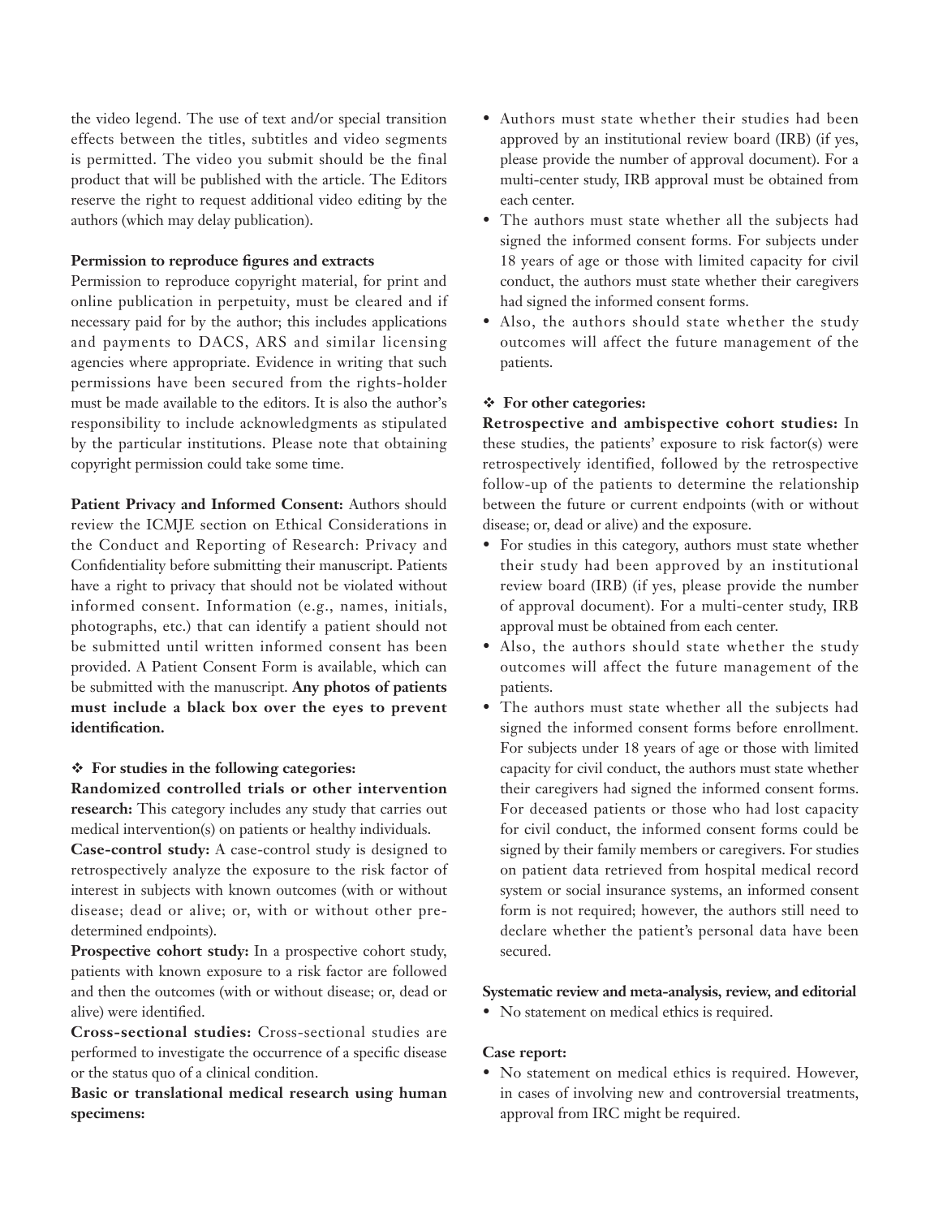the video legend. The use of text and/or special transition effects between the titles, subtitles and video segments is permitted. The video you submit should be the final product that will be published with the article. The Editors reserve the right to request additional video editing by the authors (which may delay publication).

**Permission to reproduce figures and extracts**

Permission to reproduce copyright material, for print and online publication in perpetuity, must be cleared and if necessary paid for by the author; this includes applications and payments to DACS, ARS and similar licensing agencies where appropriate. Evidence in writing that such permissions have been secured from the rights-holder must be made available to the editors. It is also the author's responsibility to include acknowledgments as stipulated by the particular institutions. Please note that obtaining copyright permission could take some time.

**Patient Privacy and Informed Consent:** Authors should review the ICMJE section on Ethical Considerations in the Conduct and Reporting of Research: Privacy and Confidentiality before submitting their manuscript. Patients have a right to privacy that should not be violated without informed consent. Information (e.g., names, initials, photographs, etc.) that can identify a patient should not be submitted until written informed consent has been provided. A Patient Consent Form is available, which can be submitted with the manuscript. **Any photos of patients must include a black box over the eyes to prevent identification.**

❖ **For studies in the following categories:**

**Randomized controlled trials or other intervention research:** This category includes any study that carries out medical intervention(s) on patients or healthy individuals.

**Case-control study:** A case-control study is designed to retrospectively analyze the exposure to the risk factor of interest in subjects with known outcomes (with or without disease; dead or alive; or, with or without other pre-determined endpoints).

**Prospective cohort study:** In a prospective cohort study, patients with known exposure to a risk factor are followed and then the outcomes (with or without disease; or, dead or alive) were identified.

**Cross-sectional studies:** Cross-sectional studies are performed to investigate the occurrence of a specific disease or the status quo of a clinical condition.

**Basic or translational medical research using human specimens:**

- Authors must state whether their studies had been approved by an institutional review board (IRB) (if yes, please provide the number of approval document). For a multi-center study, IRB approval must be obtained from each center.
- The authors must state whether all the subjects had signed the informed consent forms. For subjects under 18 years of age or those with limited capacity for civil conduct, the authors must state whether their caregivers had signed the informed consent forms.
- Also, the authors should state whether the study outcomes will affect the future management of the patients.

❖ **For other categories:**

**Retrospective and ambispective cohort studies:** In these studies, the patients' exposure to risk factor(s) were retrospectively identified, followed by the retrospective follow-up of the patients to determine the relationship between the future or current endpoints (with or without disease; or, dead or alive) and the exposure.

- For studies in this category, authors must state whether their study had been approved by an institutional review board (IRB) (if yes, please provide the number of approval document). For a multi-center study, IRB approval must be obtained from each center.
- Also, the authors should state whether the study outcomes will affect the future management of the patients.
- The authors must state whether all the subjects had signed the informed consent forms before enrollment. For subjects under 18 years of age or those with limited capacity for civil conduct, the authors must state whether their caregivers had signed the informed consent forms. For deceased patients or those who had lost capacity for civil conduct, the informed consent forms could be signed by their family members or caregivers. For studies on patient data retrieved from hospital medical record system or social insurance systems, an informed consent form is not required; however, the authors still need to declare whether the patient's personal data have been secured.

**Systematic review and meta-analysis, review, and editorial**

- No statement on medical ethics is required.

**Case report:**

- No statement on medical ethics is required. However, in cases of involving new and controversial treatments, approval from IRC might be required.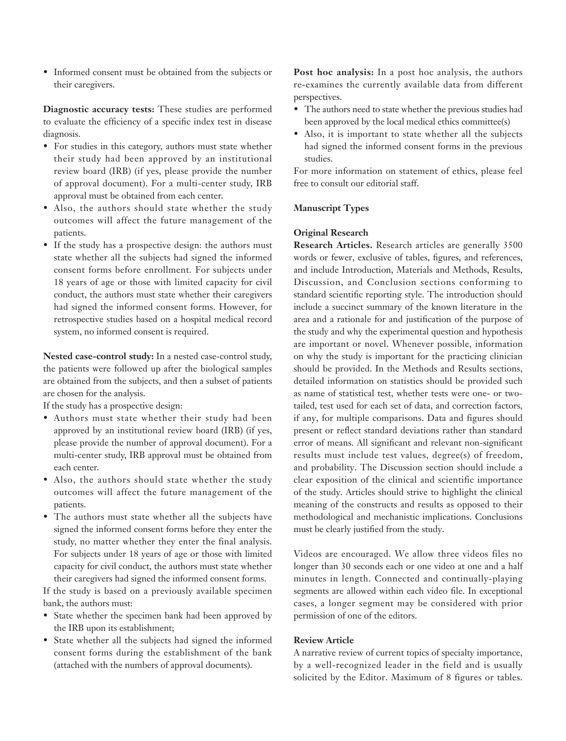- Informed consent must be obtained from the subjects or their caregivers.

**Diagnostic accuracy tests:** These studies are performed to evaluate the efficiency of a specific index test in disease diagnosis.

- For studies in this category, authors must state whether their study had been approved by an institutional review board (IRB) (if yes, please provide the number of approval document). For a multi-center study, IRB approval must be obtained from each center.
- Also, the authors should state whether the study outcomes will affect the future management of the patients.
- If the study has a prospective design: the authors must state whether all the subjects had signed the informed consent forms before enrollment. For subjects under 18 years of age or those with limited capacity for civil conduct, the authors must state whether their caregivers had signed the informed consent forms. However, for retrospective studies based on a hospital medical record system, no informed consent is required.

**Nested case-control study:** In a nested case-control study, the patients were followed up after the biological samples are obtained from the subjects, and then a subset of patients are chosen for the analysis.

If the study has a prospective design:

- Authors must state whether their study had been approved by an institutional review board (IRB) (if yes, please provide the number of approval document). For a multi-center study, IRB approval must be obtained from each center.
- Also, the authors should state whether the study outcomes will affect the future management of the patients.
- The authors must state whether all the subjects have signed the informed consent forms before they enter the study, no matter whether they enter the final analysis. For subjects under 18 years of age or those with limited capacity for civil conduct, the authors must state whether their caregivers had signed the informed consent forms.

If the study is based on a previously available specimen bank, the authors must:

- State whether the specimen bank had been approved by the IRB upon its establishment;
- State whether all the subjects had signed the informed consent forms during the establishment of the bank (attached with the numbers of approval documents).

**Post hoc analysis:** In a post hoc analysis, the authors re-examines the currently available data from different perspectives.

- The authors need to state whether the previous studies had been approved by the local medical ethics committee(s)
- Also, it is important to state whether all the subjects had signed the informed consent forms in the previous studies.

For more information on statement of ethics, please feel free to consult our editorial staff.

**Manuscript Types**

**Original Research**

**Research Articles.** Research articles are generally 3500 words or fewer, exclusive of tables, figures, and references, and include Introduction, Materials and Methods, Results, Discussion, and Conclusion sections conforming to standard scientific reporting style. The introduction should include a succinct summary of the known literature in the area and a rationale for and justification of the purpose of the study and why the experimental question and hypothesis are important or novel. Whenever possible, information on why the study is important for the practicing clinician should be provided. In the Methods and Results sections, detailed information on statistics should be provided such as name of statistical test, whether tests were one- or two-tailed, test used for each set of data, and correction factors, if any, for multiple comparisons. Data and figures should present or reflect standard deviations rather than standard error of means. All significant and relevant non-significant results must include test values, degree(s) of freedom, and probability. The Discussion section should include a clear exposition of the clinical and scientific importance of the study. Articles should strive to highlight the clinical meaning of the constructs and results as opposed to their methodological and mechanistic implications. Conclusions must be clearly justified from the study.

Videos are encouraged. We allow three videos files no longer than 30 seconds each or one video at one and a half minutes in length. Connected and continually-playing segments are allowed within each video file. In exceptional cases, a longer segment may be considered with prior permission of one of the editors.

**Review Article**

A narrative review of current topics of specialty importance, by a well-recognized leader in the field and is usually solicited by the Editor. Maximum of 8 figures or tables.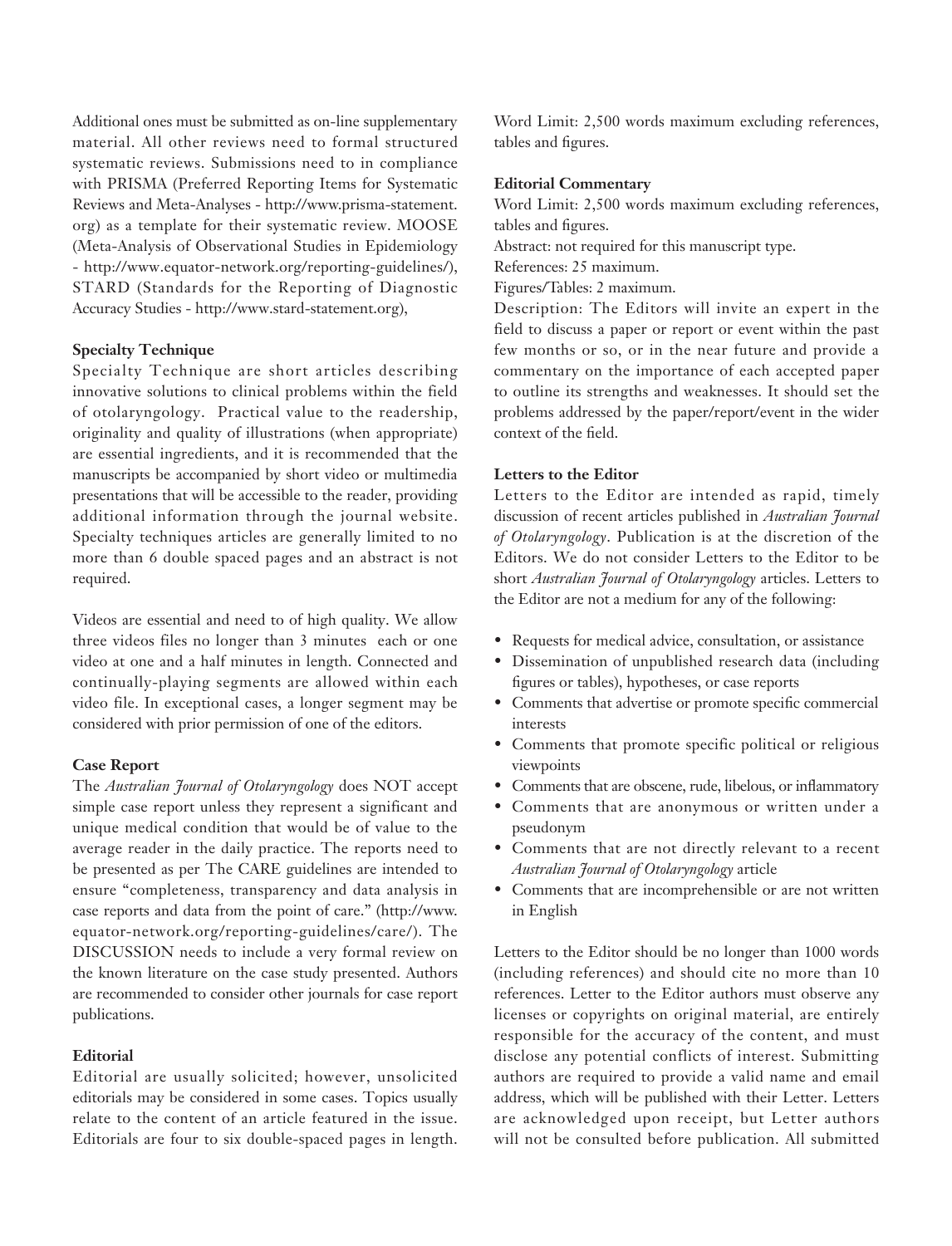Additional ones must be submitted as on-line supplementary material. All other reviews need to formal structured systematic reviews. Submissions need to in compliance with PRISMA (Preferred Reporting Items for Systematic Reviews and Meta-Analyses - http://www.prisma-statement.org) as a template for their systematic review. MOOSE (Meta-Analysis of Observational Studies in Epidemiology - http://www.equator-network.org/reporting-guidelines/), STARD (Standards for the Reporting of Diagnostic Accuracy Studies - http://www.stard-statement.org),

**Specialty Technique**

Specialty Technique are short articles describing innovative solutions to clinical problems within the field of otolaryngology. Practical value to the readership, originality and quality of illustrations (when appropriate) are essential ingredients, and it is recommended that the manuscripts be accompanied by short video or multimedia presentations that will be accessible to the reader, providing additional information through the journal website. Specialty techniques articles are generally limited to no more than 6 double spaced pages and an abstract is not required.

Videos are essential and need to of high quality. We allow three videos files no longer than 3 minutes each or one video at one and a half minutes in length. Connected and continually-playing segments are allowed within each video file. In exceptional cases, a longer segment may be considered with prior permission of one of the editors.

**Case Report**

The *Australian Journal of Otolaryngology* does NOT accept simple case report unless they represent a significant and unique medical condition that would be of value to the average reader in the daily practice. The reports need to be presented as per The CARE guidelines are intended to ensure "completeness, transparency and data analysis in case reports and data from the point of care." (http://www.equator-network.org/reporting-guidelines/care/). The DISCUSSION needs to include a very formal review on the known literature on the case study presented. Authors are recommended to consider other journals for case report publications.

**Editorial**

Editorial are usually solicited; however, unsolicited editorials may be considered in some cases. Topics usually relate to the content of an article featured in the issue. Editorials are four to six double-spaced pages in length. Word Limit: 2,500 words maximum excluding references, tables and figures.

**Editorial Commentary**

Word Limit: 2,500 words maximum excluding references, tables and figures.

Abstract: not required for this manuscript type.

References: 25 maximum.

Figures/Tables: 2 maximum.

Description: The Editors will invite an expert in the field to discuss a paper or report or event within the past few months or so, or in the near future and provide a commentary on the importance of each accepted paper to outline its strengths and weaknesses. It should set the problems addressed by the paper/report/event in the wider context of the field.

**Letters to the Editor**

Letters to the Editor are intended as rapid, timely discussion of recent articles published in *Australian Journal of Otolaryngology*. Publication is at the discretion of the Editors. We do not consider Letters to the Editor to be short *Australian Journal of Otolaryngology* articles. Letters to the Editor are not a medium for any of the following:

- Requests for medical advice, consultation, or assistance
- Dissemination of unpublished research data (including figures or tables), hypotheses, or case reports
- Comments that advertise or promote specific commercial interests
- Comments that promote specific political or religious viewpoints
- Comments that are obscene, rude, libelous, or inflammatory
- Comments that are anonymous or written under a pseudonym
- Comments that are not directly relevant to a recent *Australian Journal of Otolaryngology* article
- Comments that are incomprehensible or are not written in English

Letters to the Editor should be no longer than 1000 words (including references) and should cite no more than 10 references. Letter to the Editor authors must observe any licenses or copyrights on original material, are entirely responsible for the accuracy of the content, and must disclose any potential conflicts of interest. Submitting authors are required to provide a valid name and email address, which will be published with their Letter. Letters are acknowledged upon receipt, but Letter authors will not be consulted before publication. All submitted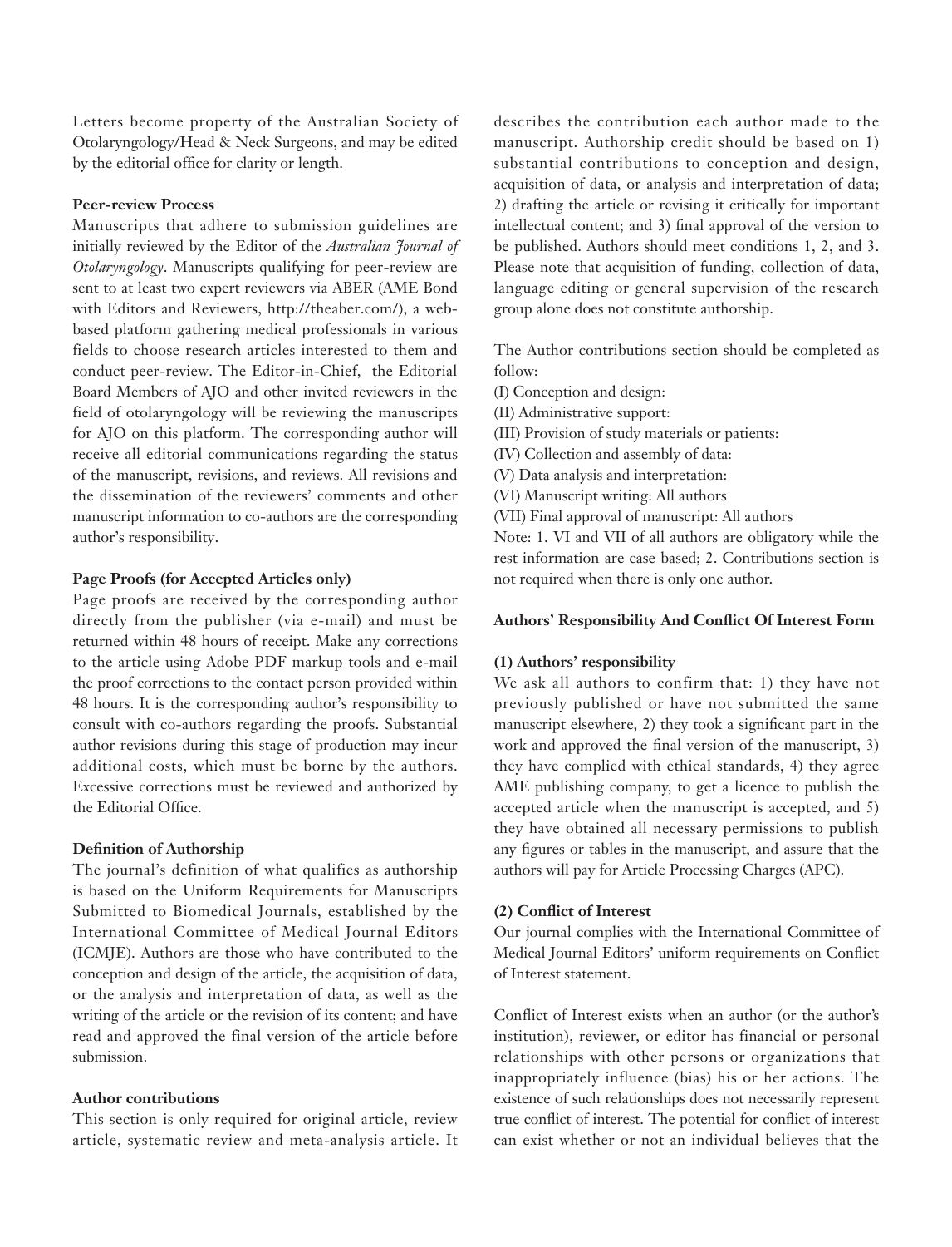Letters become property of the Australian Society of Otolaryngology/Head & Neck Surgeons, and may be edited by the editorial office for clarity or length.

**Peer-review Process**

Manuscripts that adhere to submission guidelines are initially reviewed by the Editor of the *Australian Journal of Otolaryngology*. Manuscripts qualifying for peer-review are sent to at least two expert reviewers via ABER (AME Bond with Editors and Reviewers, http://theaber.com/), a web-based platform gathering medical professionals in various fields to choose research articles interested to them and conduct peer-review. The Editor-in-Chief, the Editorial Board Members of AJO and other invited reviewers in the field of otolaryngology will be reviewing the manuscripts for AJO on this platform. The corresponding author will receive all editorial communications regarding the status of the manuscript, revisions, and reviews. All revisions and the dissemination of the reviewers' comments and other manuscript information to co-authors are the corresponding author's responsibility.

**Page Proofs (for Accepted Articles only)**

Page proofs are received by the corresponding author directly from the publisher (via e-mail) and must be returned within 48 hours of receipt. Make any corrections to the article using Adobe PDF markup tools and e-mail the proof corrections to the contact person provided within 48 hours. It is the corresponding author's responsibility to consult with co-authors regarding the proofs. Substantial author revisions during this stage of production may incur additional costs, which must be borne by the authors. Excessive corrections must be reviewed and authorized by the Editorial Office.

**Definition of Authorship**

The journal's definition of what qualifies as authorship is based on the Uniform Requirements for Manuscripts Submitted to Biomedical Journals, established by the International Committee of Medical Journal Editors (ICMJE). Authors are those who have contributed to the conception and design of the article, the acquisition of data, or the analysis and interpretation of data, as well as the writing of the article or the revision of its content; and have read and approved the final version of the article before submission.

**Author contributions**

This section is only required for original article, review article, systematic review and meta-analysis article. It describes the contribution each author made to the manuscript. Authorship credit should be based on 1) substantial contributions to conception and design, acquisition of data, or analysis and interpretation of data; 2) drafting the article or revising it critically for important intellectual content; and 3) final approval of the version to be published. Authors should meet conditions 1, 2, and 3. Please note that acquisition of funding, collection of data, language editing or general supervision of the research group alone does not constitute authorship.

The Author contributions section should be completed as follow:

(I) Conception and design:
(II) Administrative support:
(III) Provision of study materials or patients:
(IV) Collection and assembly of data:
(V) Data analysis and interpretation:
(VI) Manuscript writing: All authors
(VII) Final approval of manuscript: All authors

Note: 1. VI and VII of all authors are obligatory while the rest information are case based; 2. Contributions section is not required when there is only one author.

**Authors' Responsibility And Conflict Of Interest Form**

**(1) Authors' responsibility**

We ask all authors to confirm that: 1) they have not previously published or have not submitted the same manuscript elsewhere, 2) they took a significant part in the work and approved the final version of the manuscript, 3) they have complied with ethical standards, 4) they agree AME publishing company, to get a licence to publish the accepted article when the manuscript is accepted, and 5) they have obtained all necessary permissions to publish any figures or tables in the manuscript, and assure that the authors will pay for Article Processing Charges (APC).

**(2) Conflict of Interest**

Our journal complies with the International Committee of Medical Journal Editors' uniform requirements on Conflict of Interest statement.

Conflict of Interest exists when an author (or the author's institution), reviewer, or editor has financial or personal relationships with other persons or organizations that inappropriately influence (bias) his or her actions. The existence of such relationships does not necessarily represent true conflict of interest. The potential for conflict of interest can exist whether or not an individual believes that the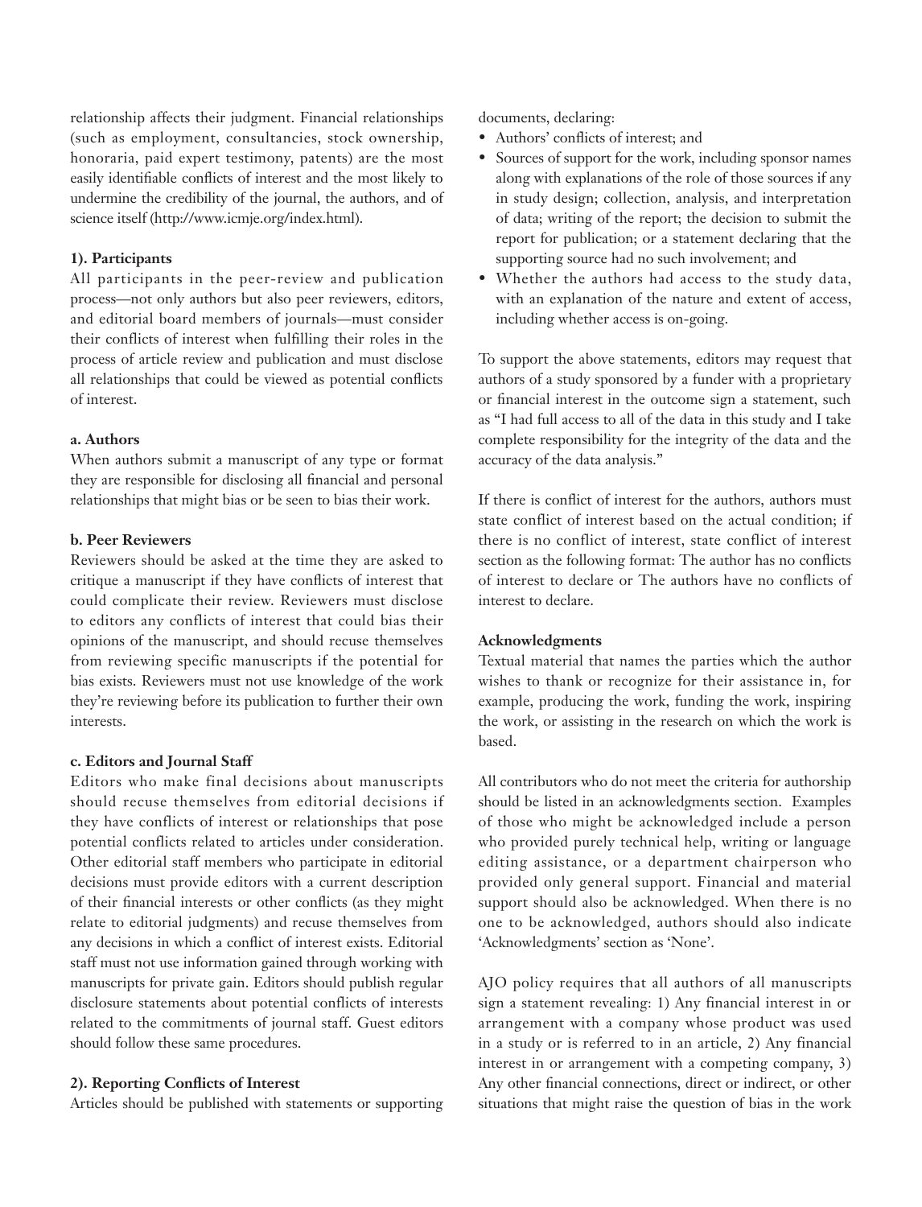relationship affects their judgment. Financial relationships (such as employment, consultancies, stock ownership, honoraria, paid expert testimony, patents) are the most easily identifiable conflicts of interest and the most likely to undermine the credibility of the journal, the authors, and of science itself (http://www.icmje.org/index.html).

**1). Participants**

All participants in the peer-review and publication process—not only authors but also peer reviewers, editors, and editorial board members of journals—must consider their conflicts of interest when fulfilling their roles in the process of article review and publication and must disclose all relationships that could be viewed as potential conflicts of interest.

**a. Authors**

When authors submit a manuscript of any type or format they are responsible for disclosing all financial and personal relationships that might bias or be seen to bias their work.

**b. Peer Reviewers**

Reviewers should be asked at the time they are asked to critique a manuscript if they have conflicts of interest that could complicate their review. Reviewers must disclose to editors any conflicts of interest that could bias their opinions of the manuscript, and should recuse themselves from reviewing specific manuscripts if the potential for bias exists. Reviewers must not use knowledge of the work they're reviewing before its publication to further their own interests.

**c. Editors and Journal Staff**

Editors who make final decisions about manuscripts should recuse themselves from editorial decisions if they have conflicts of interest or relationships that pose potential conflicts related to articles under consideration. Other editorial staff members who participate in editorial decisions must provide editors with a current description of their financial interests or other conflicts (as they might relate to editorial judgments) and recuse themselves from any decisions in which a conflict of interest exists. Editorial staff must not use information gained through working with manuscripts for private gain. Editors should publish regular disclosure statements about potential conflicts of interests related to the commitments of journal staff. Guest editors should follow these same procedures.

**2). Reporting Conflicts of Interest**

Articles should be published with statements or supporting documents, declaring:

- Authors' conflicts of interest; and
- Sources of support for the work, including sponsor names along with explanations of the role of those sources if any in study design; collection, analysis, and interpretation of data; writing of the report; the decision to submit the report for publication; or a statement declaring that the supporting source had no such involvement; and
- Whether the authors had access to the study data, with an explanation of the nature and extent of access, including whether access is on-going.

To support the above statements, editors may request that authors of a study sponsored by a funder with a proprietary or financial interest in the outcome sign a statement, such as "I had full access to all of the data in this study and I take complete responsibility for the integrity of the data and the accuracy of the data analysis."

If there is conflict of interest for the authors, authors must state conflict of interest based on the actual condition; if there is no conflict of interest, state conflict of interest section as the following format: The author has no conflicts of interest to declare or The authors have no conflicts of interest to declare.

**Acknowledgments**

Textual material that names the parties which the author wishes to thank or recognize for their assistance in, for example, producing the work, funding the work, inspiring the work, or assisting in the research on which the work is based.

All contributors who do not meet the criteria for authorship should be listed in an acknowledgments section. Examples of those who might be acknowledged include a person who provided purely technical help, writing or language editing assistance, or a department chairperson who provided only general support. Financial and material support should also be acknowledged. When there is no one to be acknowledged, authors should also indicate 'Acknowledgments' section as 'None'.

AJO policy requires that all authors of all manuscripts sign a statement revealing: 1) Any financial interest in or arrangement with a company whose product was used in a study or is referred to in an article, 2) Any financial interest in or arrangement with a competing company, 3) Any other financial connections, direct or indirect, or other situations that might raise the question of bias in the work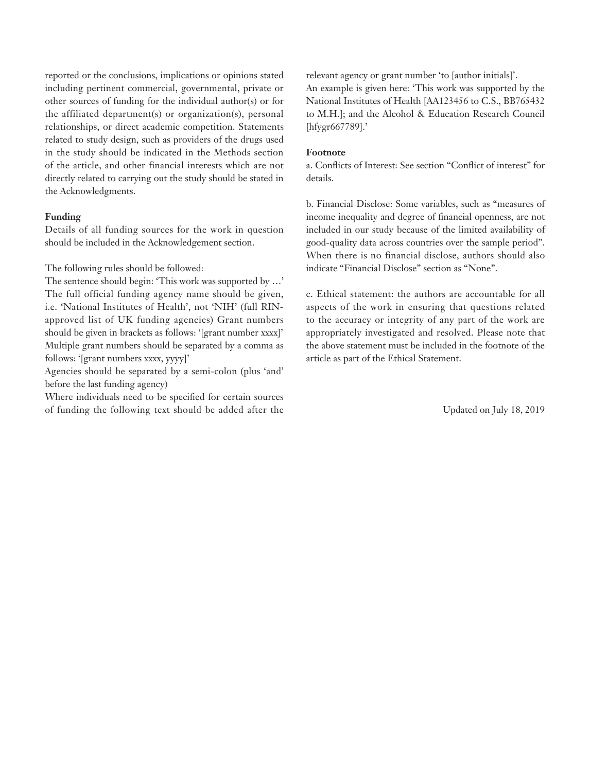reported or the conclusions, implications or opinions stated including pertinent commercial, governmental, private or other sources of funding for the individual author(s) or for the affiliated department(s) or organization(s), personal relationships, or direct academic competition. Statements related to study design, such as providers of the drugs used in the study should be indicated in the Methods section of the article, and other financial interests which are not directly related to carrying out the study should be stated in the Acknowledgments.

**Funding**

Details of all funding sources for the work in question should be included in the Acknowledgement section.

The following rules should be followed:

The sentence should begin: 'This work was supported by …'

The full official funding agency name should be given, i.e. 'National Institutes of Health', not 'NIH' (full RIN-approved list of UK funding agencies) Grant numbers should be given in brackets as follows: '[grant number xxxx]'

Multiple grant numbers should be separated by a comma as follows: '[grant numbers xxxx, yyyy]'

Agencies should be separated by a semi-colon (plus 'and' before the last funding agency)

Where individuals need to be specified for certain sources of funding the following text should be added after the relevant agency or grant number 'to [author initials]'.

An example is given here: 'This work was supported by the National Institutes of Health [AA123456 to C.S., BB765432 to M.H.]; and the Alcohol & Education Research Council [hfygr667789].'

**Footnote**

a. Conflicts of Interest: See section "Conflict of interest" for details.

b. Financial Disclose: Some variables, such as "measures of income inequality and degree of financial openness, are not included in our study because of the limited availability of good-quality data across countries over the sample period". When there is no financial disclose, authors should also indicate "Financial Disclose" section as "None".

c. Ethical statement: the authors are accountable for all aspects of the work in ensuring that questions related to the accuracy or integrity of any part of the work are appropriately investigated and resolved. Please note that the above statement must be included in the footnote of the article as part of the Ethical Statement.

Updated on July 18, 2019